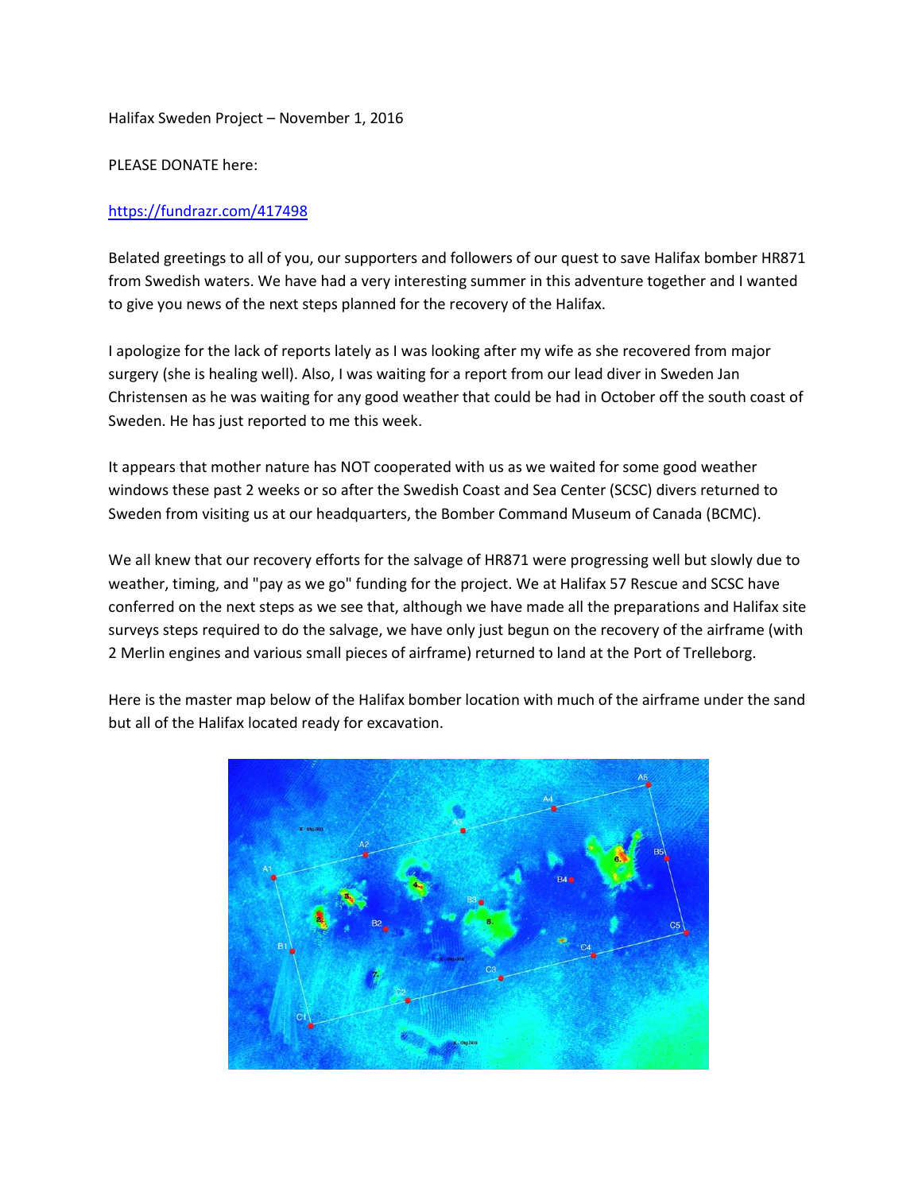Halifax Sweden Project – November 1, 2016

PLEASE DONATE here:

https://fundrazr.com/417498

Belated greetings to all of you, our supporters and followers of our quest to save Halifax bomber HR871 from Swedish waters. We have had a very interesting summer in this adventure together and I wanted to give you news of the next steps planned for the recovery of the Halifax.

I apologize for the lack of reports lately as I was looking after my wife as she recovered from major surgery (she is healing well). Also, I was waiting for a report from our lead diver in Sweden Jan Christensen as he was waiting for any good weather that could be had in October off the south coast of Sweden. He has just reported to me this week.

It appears that mother nature has NOT cooperated with us as we waited for some good weather windows these past 2 weeks or so after the Swedish Coast and Sea Center (SCSC) divers returned to Sweden from visiting us at our headquarters, the Bomber Command Museum of Canada (BCMC).

We all knew that our recovery efforts for the salvage of HR871 were progressing well but slowly due to weather, timing, and "pay as we go" funding for the project. We at Halifax 57 Rescue and SCSC have conferred on the next steps as we see that, although we have made all the preparations and Halifax site surveys steps required to do the salvage, we have only just begun on the recovery of the airframe (with 2 Merlin engines and various small pieces of airframe) returned to land at the Port of Trelleborg.

Here is the master map below of the Halifax bomber location with much of the airframe under the sand but all of the Halifax located ready for excavation.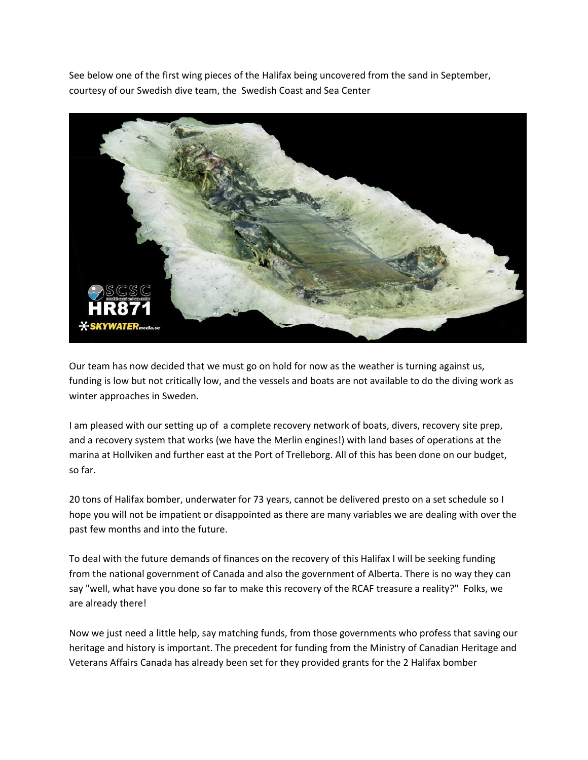See below one of the first wing pieces of the Halifax being uncovered from the sand in September, courtesy of our Swedish dive team, the Swedish Coast and Sea Center

Our team has now decided that we must go on hold for now as the weather is turning against us, funding is low but not critically low, and the vessels and boats are not available to do the diving work as winter approaches in Sweden.

I am pleased with our setting up of a complete recovery network of boats, divers, recovery site prep, and a recovery system that works (we have the Merlin engines!) with land bases of operations at the marina at Hollviken and further east at the Port of Trelleborg. All of this has been done on our budget, so far.

20 tons of Halifax bomber, underwater for 73 years, cannot be delivered presto on a set schedule so I hope you will not be impatient or disappointed as there are many variables we are dealing with over the past few months and into the future.

To deal with the future demands of finances on the recovery of this Halifax I will be seeking funding from the national government of Canada and also the government of Alberta. There is no way they can say "well, what have you done so far to make this recovery of the RCAF treasure a reality?" Folks, we are already there!

Now we just need a little help, say matching funds, from those governments who profess that saving our heritage and history is important. The precedent for funding from the Ministry of Canadian Heritage and Veterans Affairs Canada has already been set for they provided grants for the 2 Halifax bomber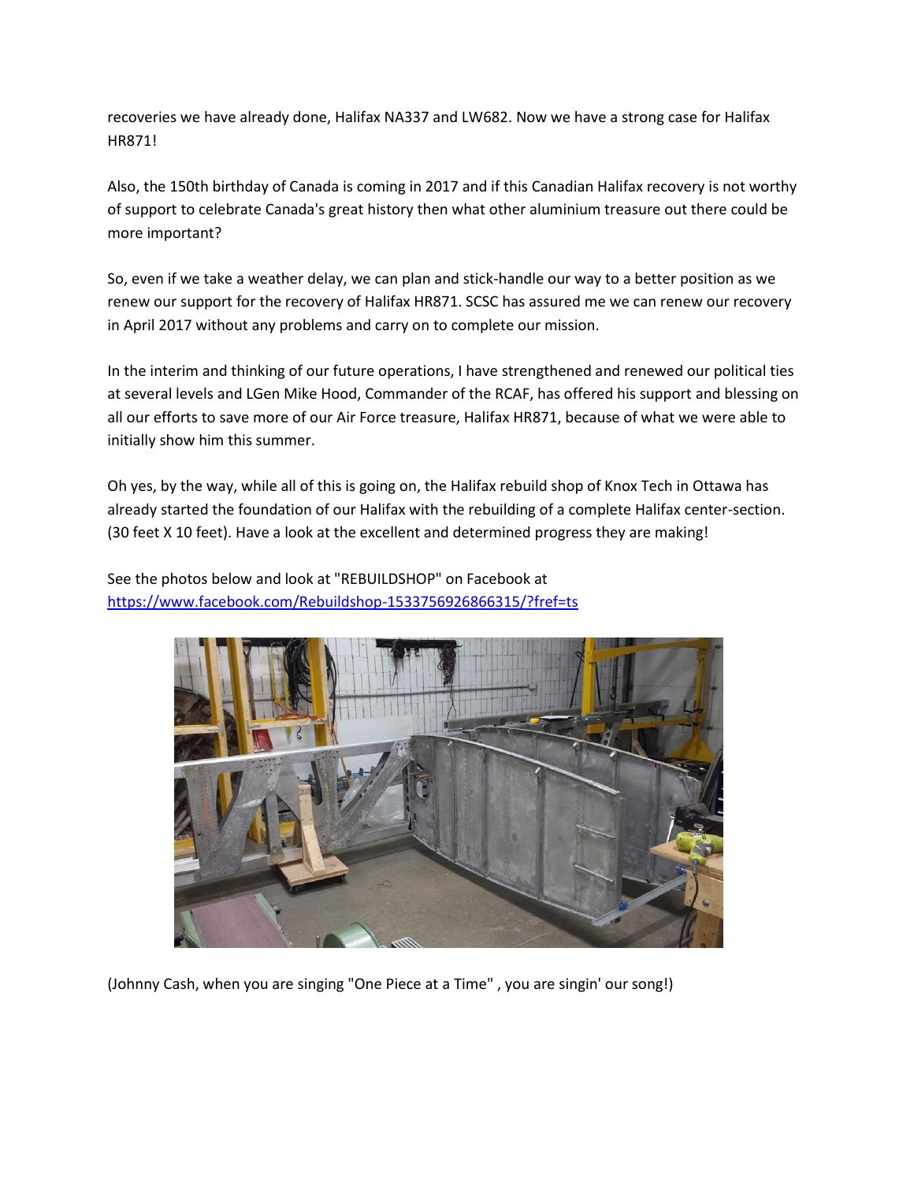recoveries we have already done, Halifax NA337 and LW682. Now we have a strong case for Halifax HR871!

Also, the 150th birthday of Canada is coming in 2017 and if this Canadian Halifax recovery is not worthy of support to celebrate Canada's great history then what other aluminium treasure out there could be more important?

So, even if we take a weather delay, we can plan and stick-handle our way to a better position as we renew our support for the recovery of Halifax HR871. SCSC has assured me we can renew our recovery in April 2017 without any problems and carry on to complete our mission.

In the interim and thinking of our future operations, I have strengthened and renewed our political ties at several levels and LGen Mike Hood, Commander of the RCAF, has offered his support and blessing on all our efforts to save more of our Air Force treasure, Halifax HR871, because of what we were able to initially show him this summer.

Oh yes, by the way, while all of this is going on, the Halifax rebuild shop of Knox Tech in Ottawa has already started the foundation of our Halifax with the rebuilding of a complete Halifax center-section. (30 feet X 10 feet). Have a look at the excellent and determined progress they are making!

See the photos below and look at "REBUILDSHOP" on Facebook at https://www.facebook.com/Rebuildshop-1533756926866315/?fref=ts

(Johnny Cash, when you are singing "One Piece at a Time" , you are singin' our song!)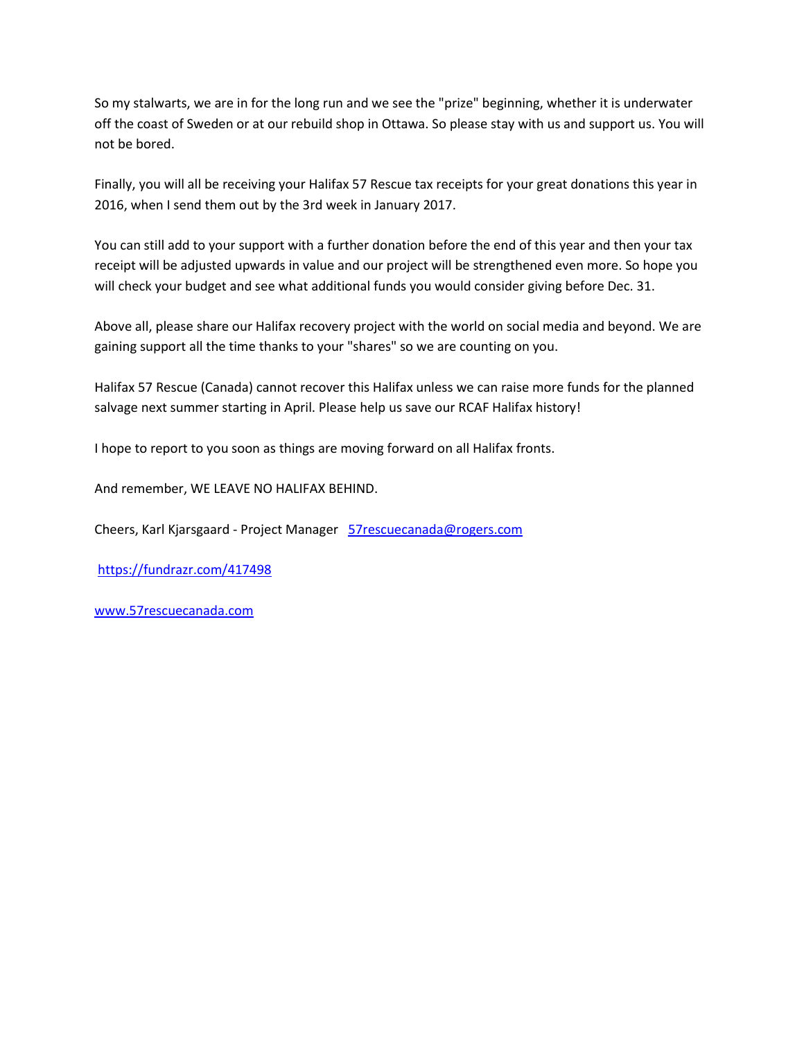So my stalwarts, we are in for the long run and we see the "prize" beginning, whether it is underwater off the coast of Sweden or at our rebuild shop in Ottawa. So please stay with us and support us. You will not be bored.

Finally, you will all be receiving your Halifax 57 Rescue tax receipts for your great donations this year in 2016, when I send them out by the 3rd week in January 2017.

You can still add to your support with a further donation before the end of this year and then your tax receipt will be adjusted upwards in value and our project will be strengthened even more. So hope you will check your budget and see what additional funds you would consider giving before Dec. 31.

Above all, please share our Halifax recovery project with the world on social media and beyond. We are gaining support all the time thanks to your "shares" so we are counting on you.

Halifax 57 Rescue (Canada) cannot recover this Halifax unless we can raise more funds for the planned salvage next summer starting in April. Please help us save our RCAF Halifax history!

I hope to report to you soon as things are moving forward on all Halifax fronts.

And remember, WE LEAVE NO HALIFAX BEHIND.

Cheers, Karl Kjarsgaard - Project Manager 57rescuecanada@rogers.com

https://fundrazr.com/417498

www.57rescuecanada.com